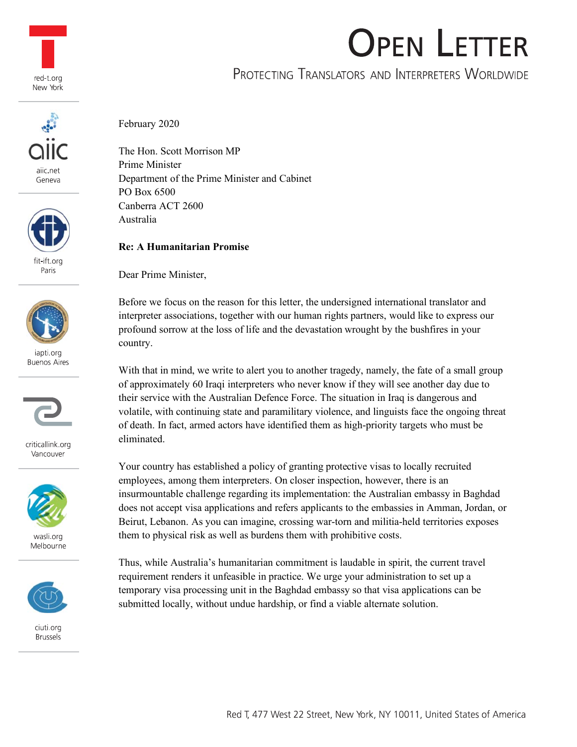red-t.org
New York

aiic.net
Geneva

fit-ift.org
Paris

iapti.org
Buenos Aires

criticallink.org
Vancouver

wasli.org
Melbourne

ciuti.org
Brussels

# Open Letter

## Protecting Translators and Interpreters Worldwide

February 2020

The Hon. Scott Morrison MP
Prime Minister
Department of the Prime Minister and Cabinet
PO Box 6500
Canberra ACT 2600
Australia

**Re: A Humanitarian Promise**

Dear Prime Minister,

Before we focus on the reason for this letter, the undersigned international translator and interpreter associations, together with our human rights partners, would like to express our profound sorrow at the loss of life and the devastation wrought by the bushfires in your country.

With that in mind, we write to alert you to another tragedy, namely, the fate of a small group of approximately 60 Iraqi interpreters who never know if they will see another day due to their service with the Australian Defence Force. The situation in Iraq is dangerous and volatile, with continuing state and paramilitary violence, and linguists face the ongoing threat of death. In fact, armed actors have identified them as high-priority targets who must be eliminated.

Your country has established a policy of granting protective visas to locally recruited employees, among them interpreters. On closer inspection, however, there is an insurmountable challenge regarding its implementation: the Australian embassy in Baghdad does not accept visa applications and refers applicants to the embassies in Amman, Jordan, or Beirut, Lebanon. As you can imagine, crossing war-torn and militia-held territories exposes them to physical risk as well as burdens them with prohibitive costs.

Thus, while Australia's humanitarian commitment is laudable in spirit, the current travel requirement renders it unfeasible in practice. We urge your administration to set up a temporary visa processing unit in the Baghdad embassy so that visa applications can be submitted locally, without undue hardship, or find a viable alternate solution.

Red T, 477 West 22 Street, New York, NY 10011, United States of America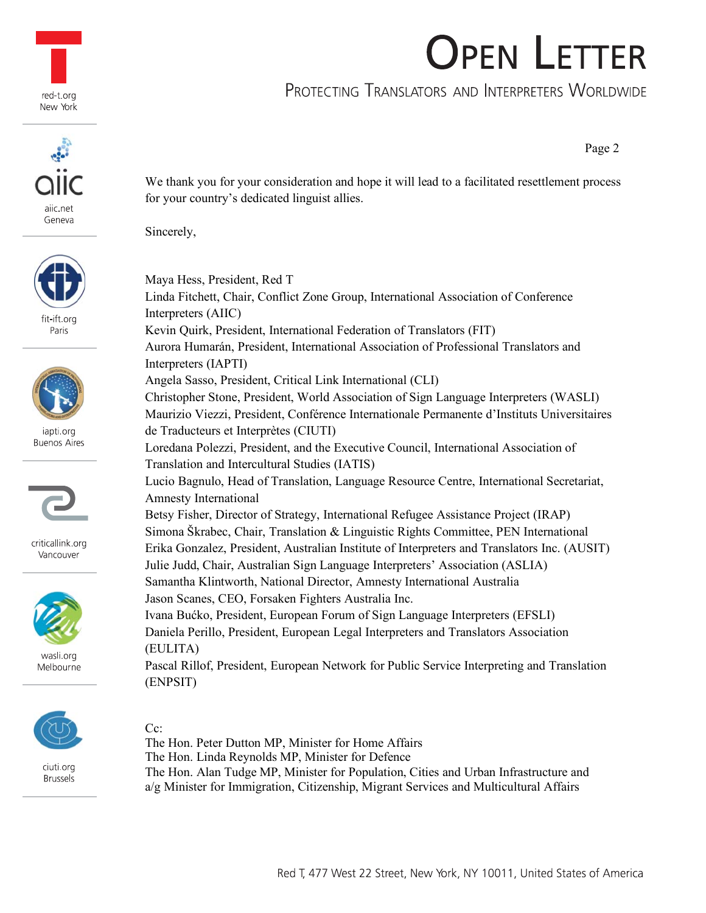We thank you for your consideration and hope it will lead to a facilitated resettlement process for your country's dedicated linguist allies.

Sincerely,

Maya Hess, President, Red T
Linda Fitchett, Chair, Conflict Zone Group, International Association of Conference Interpreters (AIIC)
Kevin Quirk, President, International Federation of Translators (FIT)
Aurora Humarán, President, International Association of Professional Translators and Interpreters (IAPTI)
Angela Sasso, President, Critical Link International (CLI)
Christopher Stone, President, World Association of Sign Language Interpreters (WASLI)
Maurizio Viezzi, President, Conférence Internationale Permanente d'Instituts Universitaires de Traducteurs et Interprètes (CIUTI)
Loredana Polezzi, President, and the Executive Council, International Association of Translation and Intercultural Studies (IATIS)
Lucio Bagnulo, Head of Translation, Language Resource Centre, International Secretariat, Amnesty International
Betsy Fisher, Director of Strategy, International Refugee Assistance Project (IRAP)
Simona Škrabec, Chair, Translation & Linguistic Rights Committee, PEN International
Erika Gonzalez, President, Australian Institute of Interpreters and Translators Inc. (AUSIT)
Julie Judd, Chair, Australian Sign Language Interpreters' Association (ASLIA)
Samantha Klintworth, National Director, Amnesty International Australia
Jason Scanes, CEO, Forsaken Fighters Australia Inc.
Ivana Bućko, President, European Forum of Sign Language Interpreters (EFSLI)
Daniela Perillo, President, European Legal Interpreters and Translators Association (EULITA)
Pascal Rillof, President, European Network for Public Service Interpreting and Translation (ENPSIT)

Cc:
The Hon. Peter Dutton MP, Minister for Home Affairs
The Hon. Linda Reynolds MP, Minister for Defence
The Hon. Alan Tudge MP, Minister for Population, Cities and Urban Infrastructure and a/g Minister for Immigration, Citizenship, Migrant Services and Multicultural Affairs